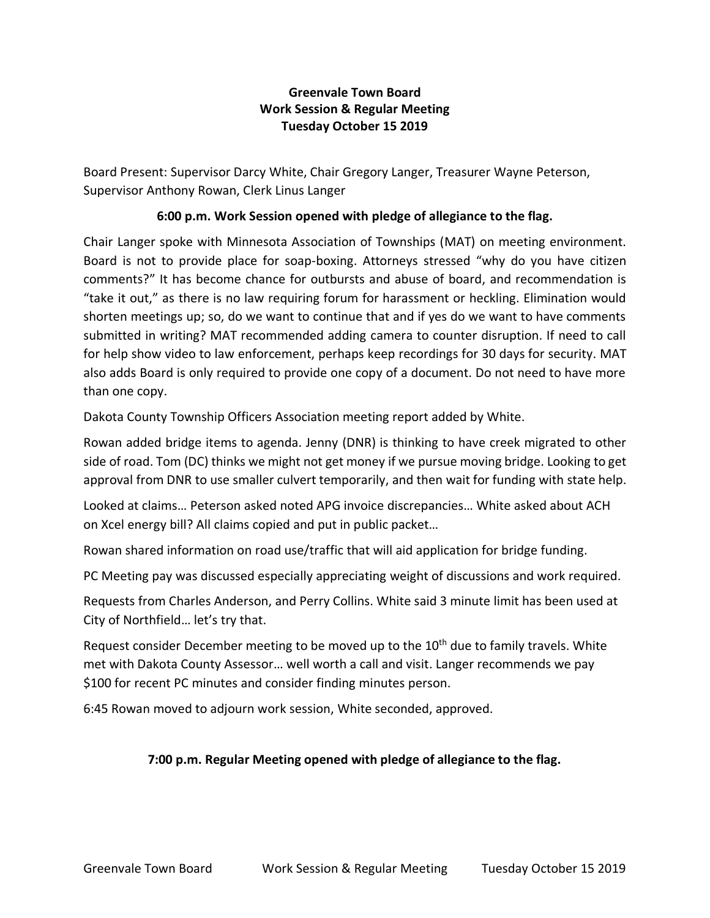# Greenvale Town Board
## Work Session & Regular Meeting
## Tuesday October 15 2019

Board Present: Supervisor Darcy White, Chair Gregory Langer, Treasurer Wayne Peterson, Supervisor Anthony Rowan, Clerk Linus Langer

**6:00 p.m. Work Session opened with pledge of allegiance to the flag.**

Chair Langer spoke with Minnesota Association of Townships (MAT) on meeting environment. Board is not to provide place for soap-boxing. Attorneys stressed "why do you have citizen comments?" It has become chance for outbursts and abuse of board, and recommendation is "take it out," as there is no law requiring forum for harassment or heckling. Elimination would shorten meetings up; so, do we want to continue that and if yes do we want to have comments submitted in writing? MAT recommended adding camera to counter disruption. If need to call for help show video to law enforcement, perhaps keep recordings for 30 days for security. MAT also adds Board is only required to provide one copy of a document. Do not need to have more than one copy.

Dakota County Township Officers Association meeting report added by White.

Rowan added bridge items to agenda. Jenny (DNR) is thinking to have creek migrated to other side of road. Tom (DC) thinks we might not get money if we pursue moving bridge. Looking to get approval from DNR to use smaller culvert temporarily, and then wait for funding with state help.

Looked at claims… Peterson asked noted APG invoice discrepancies… White asked about ACH on Xcel energy bill? All claims copied and put in public packet…

Rowan shared information on road use/traffic that will aid application for bridge funding.

PC Meeting pay was discussed especially appreciating weight of discussions and work required.

Requests from Charles Anderson, and Perry Collins. White said 3 minute limit has been used at City of Northfield… let's try that.

Request consider December meeting to be moved up to the 10th due to family travels. White met with Dakota County Assessor… well worth a call and visit. Langer recommends we pay $100 for recent PC minutes and consider finding minutes person.

6:45 Rowan moved to adjourn work session, White seconded, approved.

**7:00 p.m. Regular Meeting opened with pledge of allegiance to the flag.**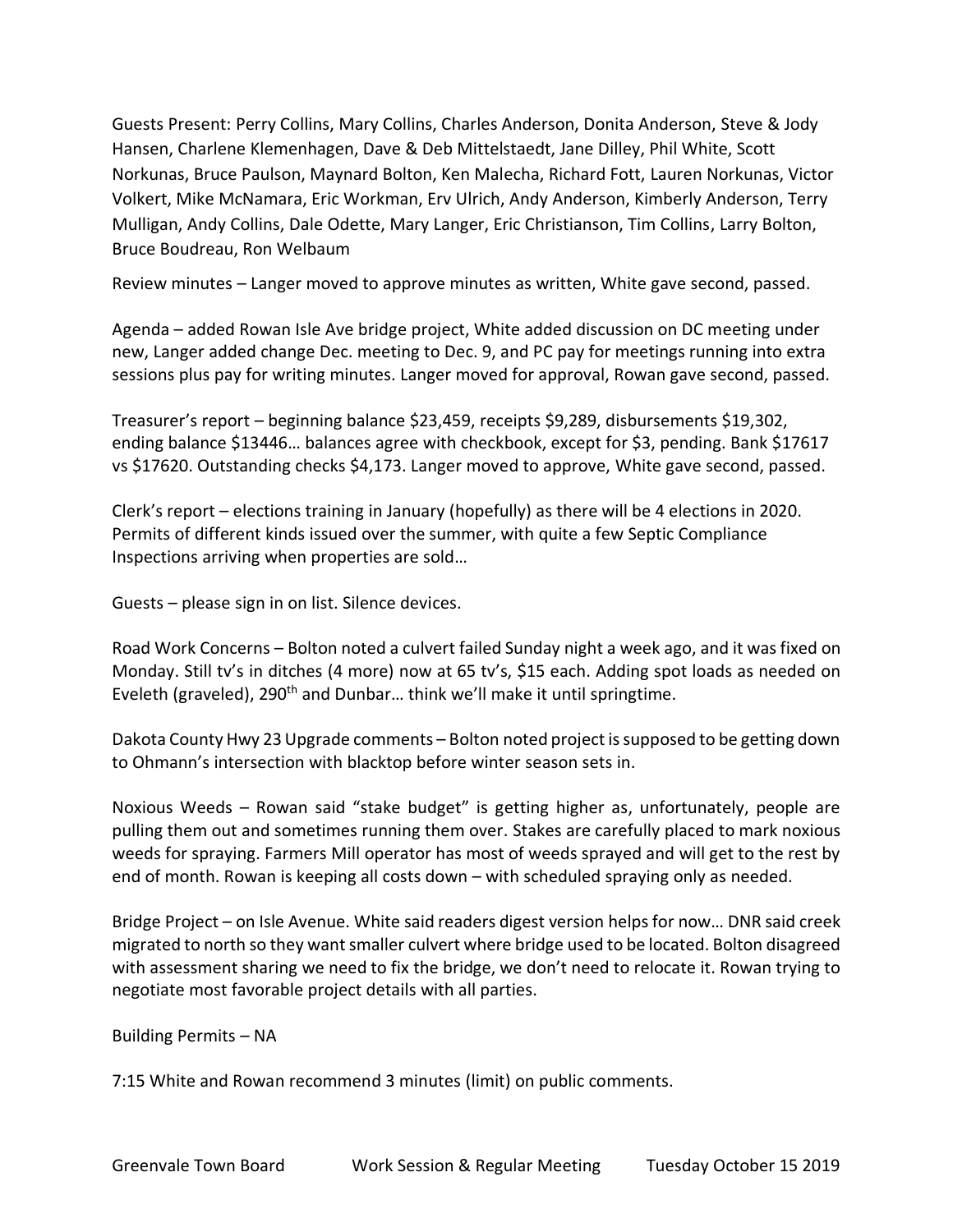Guests Present: Perry Collins, Mary Collins, Charles Anderson, Donita Anderson, Steve & Jody Hansen, Charlene Klemenhagen, Dave & Deb Mittelstaedt, Jane Dilley, Phil White, Scott Norkunas, Bruce Paulson, Maynard Bolton, Ken Malecha, Richard Fott, Lauren Norkunas, Victor Volkert, Mike McNamara, Eric Workman, Erv Ulrich, Andy Anderson, Kimberly Anderson, Terry Mulligan, Andy Collins, Dale Odette, Mary Langer, Eric Christianson, Tim Collins, Larry Bolton, Bruce Boudreau, Ron Welbaum

Review minutes – Langer moved to approve minutes as written, White gave second, passed.

Agenda – added Rowan Isle Ave bridge project, White added discussion on DC meeting under new, Langer added change Dec. meeting to Dec. 9, and PC pay for meetings running into extra sessions plus pay for writing minutes. Langer moved for approval, Rowan gave second, passed.

Treasurer's report – beginning balance $23,459, receipts $9,289, disbursements $19,302, ending balance $13446… balances agree with checkbook, except for $3, pending. Bank $17617 vs $17620. Outstanding checks $4,173. Langer moved to approve, White gave second, passed.

Clerk's report – elections training in January (hopefully) as there will be 4 elections in 2020. Permits of different kinds issued over the summer, with quite a few Septic Compliance Inspections arriving when properties are sold…

Guests – please sign in on list. Silence devices.

Road Work Concerns – Bolton noted a culvert failed Sunday night a week ago, and it was fixed on Monday. Still tv's in ditches (4 more) now at 65 tv's, $15 each. Adding spot loads as needed on Eveleth (graveled), 290th and Dunbar… think we'll make it until springtime.

Dakota County Hwy 23 Upgrade comments – Bolton noted project is supposed to be getting down to Ohmann's intersection with blacktop before winter season sets in.

Noxious Weeds – Rowan said "stake budget" is getting higher as, unfortunately, people are pulling them out and sometimes running them over. Stakes are carefully placed to mark noxious weeds for spraying. Farmers Mill operator has most of weeds sprayed and will get to the rest by end of month. Rowan is keeping all costs down – with scheduled spraying only as needed.

Bridge Project – on Isle Avenue. White said readers digest version helps for now… DNR said creek migrated to north so they want smaller culvert where bridge used to be located. Bolton disagreed with assessment sharing we need to fix the bridge, we don't need to relocate it. Rowan trying to negotiate most favorable project details with all parties.

Building Permits – NA

7:15 White and Rowan recommend 3 minutes (limit) on public comments.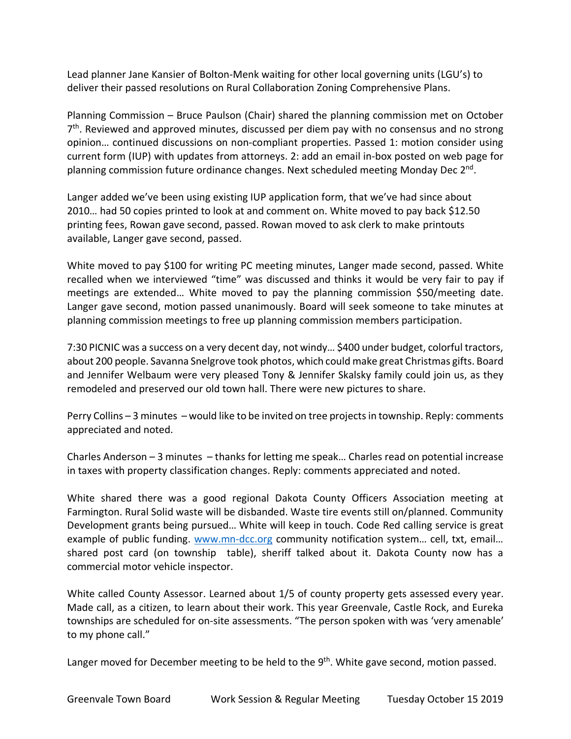Lead planner Jane Kansier of Bolton-Menk waiting for other local governing units (LGU's) to deliver their passed resolutions on Rural Collaboration Zoning Comprehensive Plans.

Planning Commission – Bruce Paulson (Chair) shared the planning commission met on October 7th. Reviewed and approved minutes, discussed per diem pay with no consensus and no strong opinion… continued discussions on non-compliant properties. Passed 1: motion consider using current form (IUP) with updates from attorneys. 2: add an email in-box posted on web page for planning commission future ordinance changes. Next scheduled meeting Monday Dec 2nd.

Langer added we've been using existing IUP application form, that we've had since about 2010… had 50 copies printed to look at and comment on. White moved to pay back $12.50 printing fees, Rowan gave second, passed. Rowan moved to ask clerk to make printouts available, Langer gave second, passed.

White moved to pay $100 for writing PC meeting minutes, Langer made second, passed. White recalled when we interviewed "time" was discussed and thinks it would be very fair to pay if meetings are extended… White moved to pay the planning commission $50/meeting date. Langer gave second, motion passed unanimously. Board will seek someone to take minutes at planning commission meetings to free up planning commission members participation.

7:30 PICNIC was a success on a very decent day, not windy… $400 under budget, colorful tractors, about 200 people. Savanna Snelgrove took photos, which could make great Christmas gifts. Board and Jennifer Welbaum were very pleased Tony & Jennifer Skalsky family could join us, as they remodeled and preserved our old town hall. There were new pictures to share.

Perry Collins – 3 minutes – would like to be invited on tree projects in township. Reply: comments appreciated and noted.

Charles Anderson – 3 minutes – thanks for letting me speak… Charles read on potential increase in taxes with property classification changes. Reply: comments appreciated and noted.

White shared there was a good regional Dakota County Officers Association meeting at Farmington. Rural Solid waste will be disbanded. Waste tire events still on/planned. Community Development grants being pursued… White will keep in touch. Code Red calling service is great example of public funding. [www.mn-dcc.org](www.mn-dcc.org) community notification system… cell, txt, email… shared post card (on township table), sheriff talked about it. Dakota County now has a commercial motor vehicle inspector.

White called County Assessor. Learned about 1/5 of county property gets assessed every year. Made call, as a citizen, to learn about their work. This year Greenvale, Castle Rock, and Eureka townships are scheduled for on-site assessments. "The person spoken with was 'very amenable' to my phone call."

Langer moved for December meeting to be held to the 9th. White gave second, motion passed.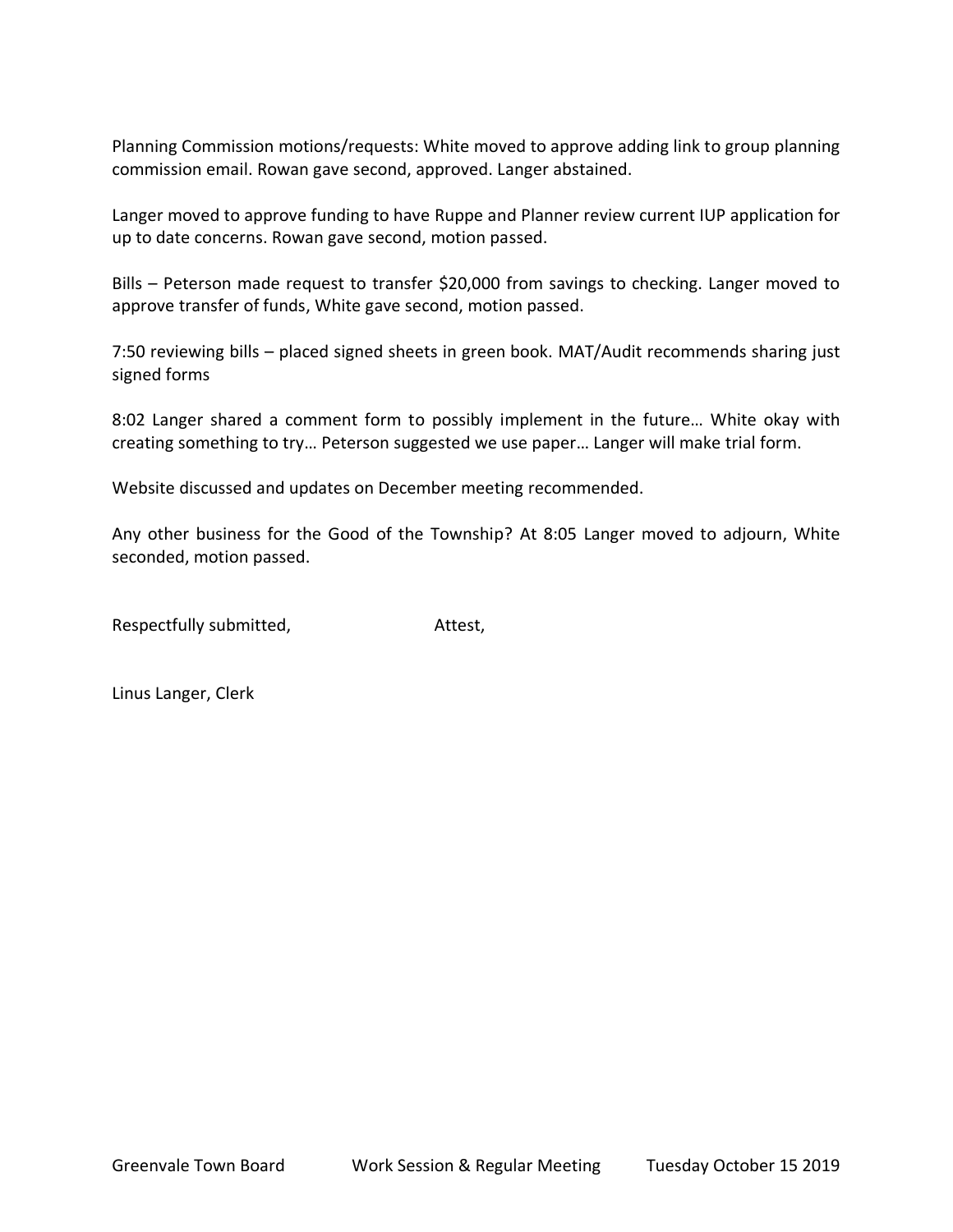Planning Commission motions/requests: White moved to approve adding link to group planning commission email. Rowan gave second, approved. Langer abstained.

Langer moved to approve funding to have Ruppe and Planner review current IUP application for up to date concerns. Rowan gave second, motion passed.

Bills – Peterson made request to transfer $20,000 from savings to checking. Langer moved to approve transfer of funds, White gave second, motion passed.

7:50 reviewing bills – placed signed sheets in green book. MAT/Audit recommends sharing just signed forms

8:02 Langer shared a comment form to possibly implement in the future… White okay with creating something to try… Peterson suggested we use paper… Langer will make trial form.

Website discussed and updates on December meeting recommended.

Any other business for the Good of the Township? At 8:05 Langer moved to adjourn, White seconded, motion passed.

Respectfully submitted, Attest,

Linus Langer, Clerk